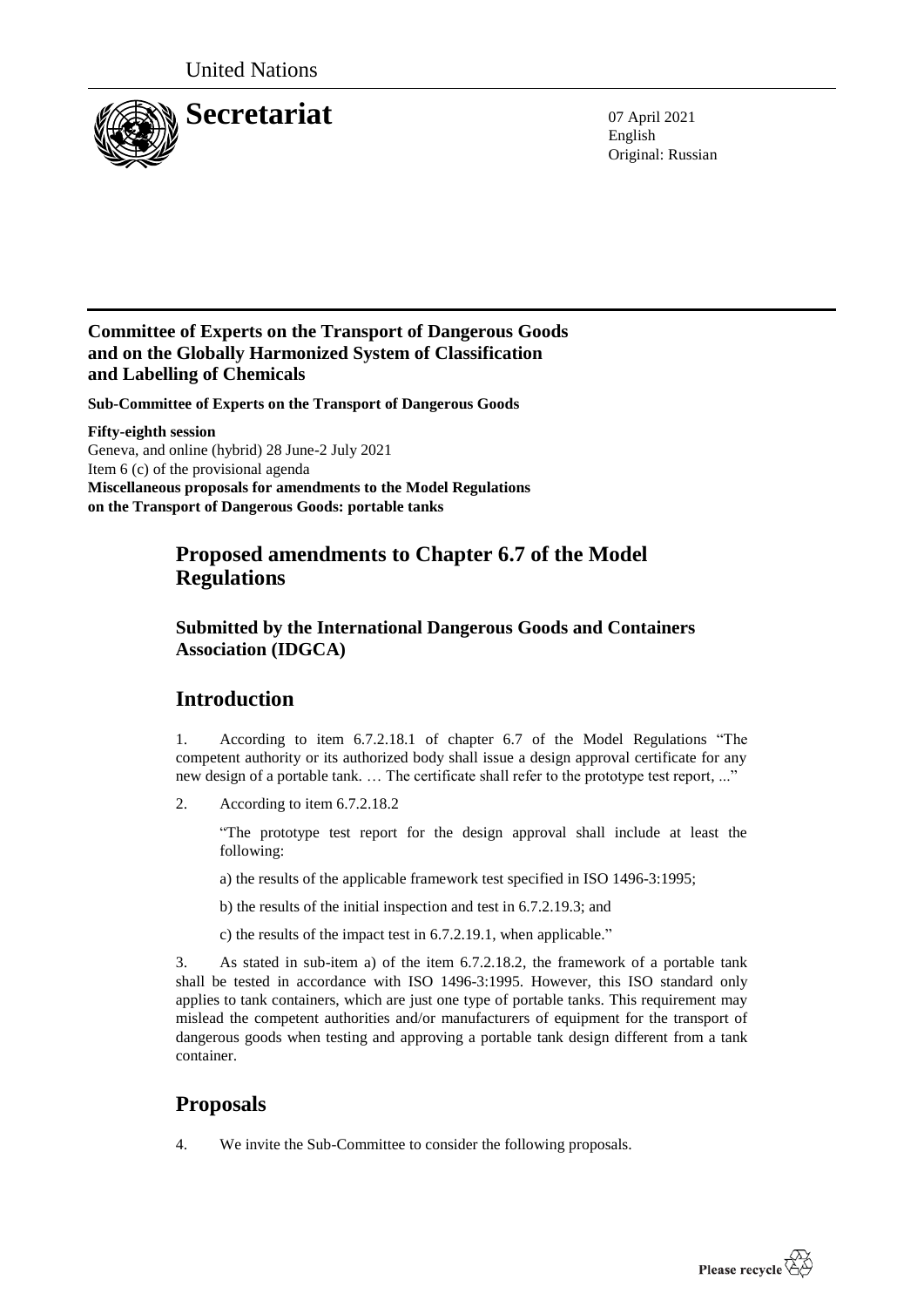United Nations

# Secretariat

07 April 2021
English
Original: Russian

**Committee of Experts on the Transport of Dangerous Goods and on the Globally Harmonized System of Classification and Labelling of Chemicals**

**Sub-Committee of Experts on the Transport of Dangerous Goods**

**Fifty-eighth session**
Geneva, and online (hybrid) 28 June-2 July 2021
Item 6 (c) of the provisional agenda
**Miscellaneous proposals for amendments to the Model Regulations on the Transport of Dangerous Goods: portable tanks**

## Proposed amendments to Chapter 6.7 of the Model Regulations

### Submitted by the International Dangerous Goods and Containers Association (IDGCA)

## Introduction

1. According to item 6.7.2.18.1 of chapter 6.7 of the Model Regulations "The competent authority or its authorized body shall issue a design approval certificate for any new design of a portable tank. … The certificate shall refer to the prototype test report, ..."

2. According to item 6.7.2.18.2

"The prototype test report for the design approval shall include at least the following:

a) the results of the applicable framework test specified in ISO 1496-3:1995;

b) the results of the initial inspection and test in 6.7.2.19.3; and

c) the results of the impact test in 6.7.2.19.1, when applicable."

3. As stated in sub-item a) of the item 6.7.2.18.2, the framework of a portable tank shall be tested in accordance with ISO 1496-3:1995. However, this ISO standard only applies to tank containers, which are just one type of portable tanks. This requirement may mislead the competent authorities and/or manufacturers of equipment for the transport of dangerous goods when testing and approving a portable tank design different from a tank container.

## Proposals

4. We invite the Sub-Committee to consider the following proposals.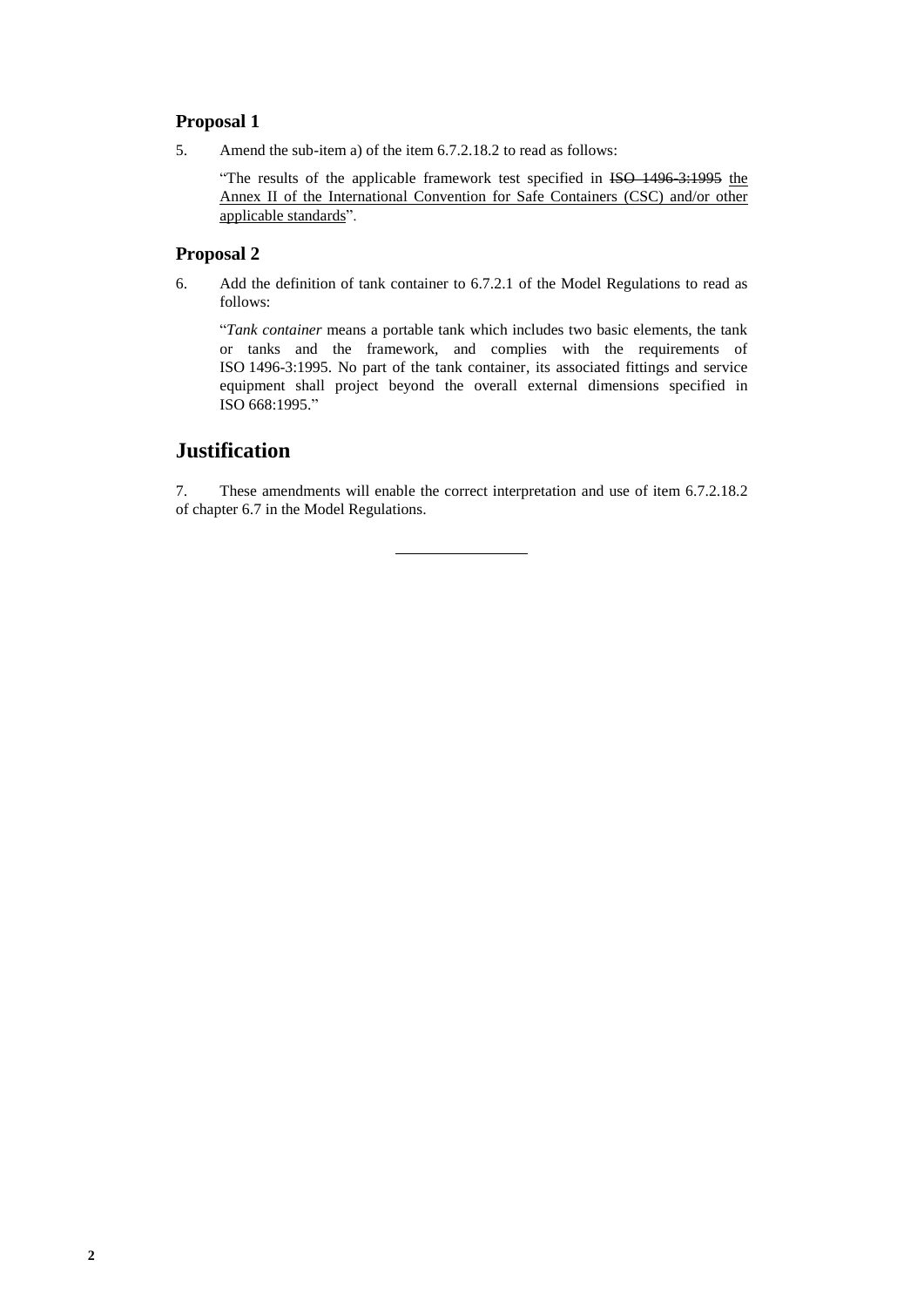## Proposal 1

5. Amend the sub-item a) of the item 6.7.2.18.2 to read as follows:

"The results of the applicable framework test specified in ~~ISO 1496-3:1995~~ <u>the Annex II of the International Convention for Safe Containers (CSC) and/or other applicable standards</u>".

## Proposal 2

6. Add the definition of tank container to 6.7.2.1 of the Model Regulations to read as follows:

"*Tank container* means a portable tank which includes two basic elements, the tank or tanks and the framework, and complies with the requirements of ISO 1496-3:1995. No part of the tank container, its associated fittings and service equipment shall project beyond the overall external dimensions specified in ISO 668:1995."

# Justification

7. These amendments will enable the correct interpretation and use of item 6.7.2.18.2 of chapter 6.7 in the Model Regulations.